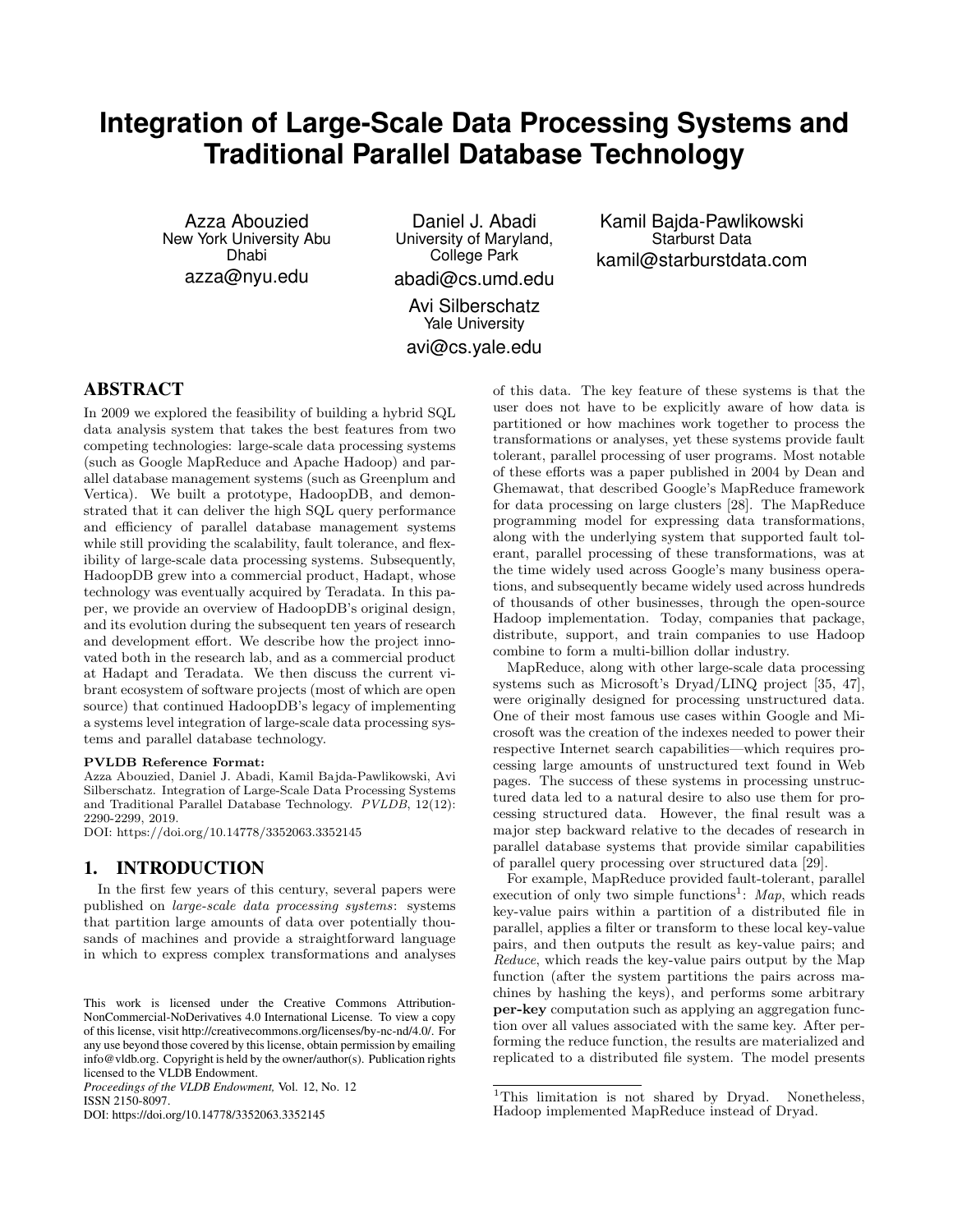# Integration of Large-Scale Data Processing Systems and Traditional Parallel Database Technology

Azza Abouzied
New York University Abu Dhabi
azza@nyu.edu

Daniel J. Abadi
University of Maryland, College Park
abadi@cs.umd.edu

Kamil Bajda-Pawlikowski
Starburst Data
kamil@starburstdata.com

Avi Silberschatz
Yale University
avi@cs.yale.edu

## ABSTRACT

In 2009 we explored the feasibility of building a hybrid SQL data analysis system that takes the best features from two competing technologies: large-scale data processing systems (such as Google MapReduce and Apache Hadoop) and parallel database management systems (such as Greenplum and Vertica). We built a prototype, HadoopDB, and demonstrated that it can deliver the high SQL query performance and efficiency of parallel database management systems while still providing the scalability, fault tolerance, and flexibility of large-scale data processing systems. Subsequently, HadoopDB grew into a commercial product, Hadapt, whose technology was eventually acquired by Teradata. In this paper, we provide an overview of HadoopDB's original design, and its evolution during the subsequent ten years of research and development effort. We describe how the project innovated both in the research lab, and as a commercial product at Hadapt and Teradata. We then discuss the current vibrant ecosystem of software projects (most of which are open source) that continued HadoopDB's legacy of implementing a systems level integration of large-scale data processing systems and parallel database technology.

**PVLDB Reference Format:**
Azza Abouzied, Daniel J. Abadi, Kamil Bajda-Pawlikowski, Avi Silberschatz. Integration of Large-Scale Data Processing Systems and Traditional Parallel Database Technology. *PVLDB*, 12(12): 2290-2299, 2019.
DOI: https://doi.org/10.14778/3352063.3352145

## 1. INTRODUCTION

In the first few years of this century, several papers were published on *large-scale data processing systems*: systems that partition large amounts of data over potentially thousands of machines and provide a straightforward language in which to express complex transformations and analyses of this data. The key feature of these systems is that the user does not have to be explicitly aware of how data is partitioned or how machines work together to process the transformations or analyses, yet these systems provide fault tolerant, parallel processing of user programs. Most notable of these efforts was a paper published in 2004 by Dean and Ghemawat, that described Google's MapReduce framework for data processing on large clusters [28]. The MapReduce programming model for expressing data transformations, along with the underlying system that supported fault tolerant, parallel processing of these transformations, was at the time widely used across Google's many business operations, and subsequently became widely used across hundreds of thousands of other businesses, through the open-source Hadoop implementation. Today, companies that package, distribute, support, and train companies to use Hadoop combine to form a multi-billion dollar industry.

MapReduce, along with other large-scale data processing systems such as Microsoft's Dryad/LINQ project [35, 47], were originally designed for processing unstructured data. One of their most famous use cases within Google and Microsoft was the creation of the indexes needed to power their respective Internet search capabilities—which requires processing large amounts of unstructured text found in Web pages. The success of these systems in processing unstructured data led to a natural desire to also use them for processing structured data. However, the final result was a major step backward relative to the decades of research in parallel database systems that provide similar capabilities of parallel query processing over structured data [29].

For example, MapReduce provided fault-tolerant, parallel execution of only two simple functions[1]: *Map*, which reads key-value pairs within a partition of a distributed file in parallel, applies a filter or transform to these local key-value pairs, and then outputs the result as key-value pairs; and *Reduce*, which reads the key-value pairs output by the Map function (after the system partitions the pairs across machines by hashing the keys), and performs some arbitrary **per-key** computation such as applying an aggregation function over all values associated with the same key. After performing the reduce function, the results are materialized and replicated to a distributed file system. The model presents

[1]This limitation is not shared by Dryad. Nonetheless, Hadoop implemented MapReduce instead of Dryad.

This work is licensed under the Creative Commons Attribution-NonCommercial-NoDerivatives 4.0 International License. To view a copy of this license, visit http://creativecommons.org/licenses/by-nc-nd/4.0/. For any use beyond those covered by this license, obtain permission by emailing info@vldb.org. Copyright is held by the owner/author(s). Publication rights licensed to the VLDB Endowment.
*Proceedings of the VLDB Endowment,* Vol. 12, No. 12
ISSN 2150-8097.
DOI: https://doi.org/10.14778/3352063.3352145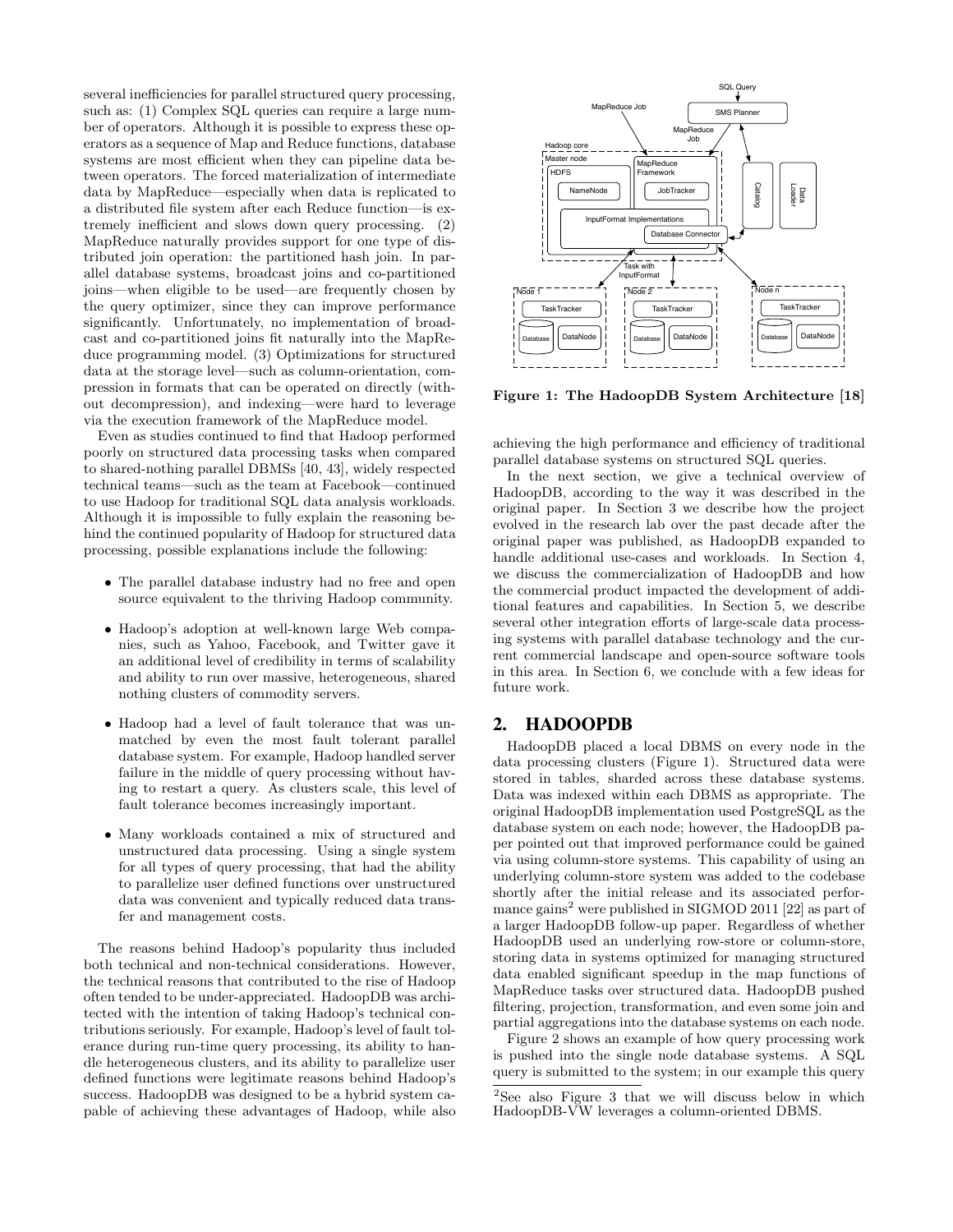several inefficiencies for parallel structured query processing, such as: (1) Complex SQL queries can require a large number of operators. Although it is possible to express these operators as a sequence of Map and Reduce functions, database systems are most efficient when they can pipeline data between operators. The forced materialization of intermediate data by MapReduce—especially when data is replicated to a distributed file system after each Reduce function—is extremely inefficient and slows down query processing. (2) MapReduce naturally provides support for one type of distributed join operation: the partitioned hash join. In parallel database systems, broadcast joins and co-partitioned joins—when eligible to be used—are frequently chosen by the query optimizer, since they can improve performance significantly. Unfortunately, no implementation of broadcast and co-partitioned joins fit naturally into the MapReduce programming model. (3) Optimizations for structured data at the storage level—such as column-orientation, compression in formats that can be operated on directly (without decompression), and indexing—were hard to leverage via the execution framework of the MapReduce model.

Even as studies continued to find that Hadoop performed poorly on structured data processing tasks when compared to shared-nothing parallel DBMSs [40, 43], widely respected technical teams—such as the team at Facebook—continued to use Hadoop for traditional SQL data analysis workloads. Although it is impossible to fully explain the reasoning behind the continued popularity of Hadoop for structured data processing, possible explanations include the following:

- The parallel database industry had no free and open source equivalent to the thriving Hadoop community.
- Hadoop's adoption at well-known large Web companies, such as Yahoo, Facebook, and Twitter gave it an additional level of credibility in terms of scalability and ability to run over massive, heterogeneous, shared nothing clusters of commodity servers.
- Hadoop had a level of fault tolerance that was unmatched by even the most fault tolerant parallel database system. For example, Hadoop handled server failure in the middle of query processing without having to restart a query. As clusters scale, this level of fault tolerance becomes increasingly important.
- Many workloads contained a mix of structured and unstructured data processing. Using a single system for all types of query processing, that had the ability to parallelize user defined functions over unstructured data was convenient and typically reduced data transfer and management costs.

The reasons behind Hadoop's popularity thus included both technical and non-technical considerations. However, the technical reasons that contributed to the rise of Hadoop often tended to be under-appreciated. HadoopDB was architected with the intention of taking Hadoop's technical contributions seriously. For example, Hadoop's level of fault tolerance during run-time query processing, its ability to handle heterogeneous clusters, and its ability to parallelize user defined functions were legitimate reasons behind Hadoop's success. HadoopDB was designed to be a hybrid system capable of achieving these advantages of Hadoop, while also achieving the high performance and efficiency of traditional parallel database systems on structured SQL queries.

**Figure 1: The HadoopDB System Architecture [18]**

In the next section, we give a technical overview of HadoopDB, according to the way it was described in the original paper. In Section 3 we describe how the project evolved in the research lab over the past decade after the original paper was published, as HadoopDB expanded to handle additional use-cases and workloads. In Section 4, we discuss the commercialization of HadoopDB and how the commercial product impacted the development of additional features and capabilities. In Section 5, we describe several other integration efforts of large-scale data processing systems with parallel database technology and the current commercial landscape and open-source software tools in this area. In Section 6, we conclude with a few ideas for future work.

## 2. HADOOPDB

HadoopDB placed a local DBMS on every node in the data processing clusters (Figure 1). Structured data were stored in tables, sharded across these database systems. Data was indexed within each DBMS as appropriate. The original HadoopDB implementation used PostgreSQL as the database system on each node; however, the HadoopDB paper pointed out that improved performance could be gained via using column-store systems. This capability of using an underlying column-store system was added to the codebase shortly after the initial release and its associated performance gains[2] were published in SIGMOD 2011 [22] as part of a larger HadoopDB follow-up paper. Regardless of whether HadoopDB used an underlying row-store or column-store, storing data in systems optimized for managing structured data enabled significant speedup in the map functions of MapReduce tasks over structured data. HadoopDB pushed filtering, projection, transformation, and even some join and partial aggregations into the database systems on each node.

Figure 2 shows an example of how query processing work is pushed into the single node database systems. A SQL query is submitted to the system; in our example this query

[2]See also Figure 3 that we will discuss below in which HadoopDB-VW leverages a column-oriented DBMS.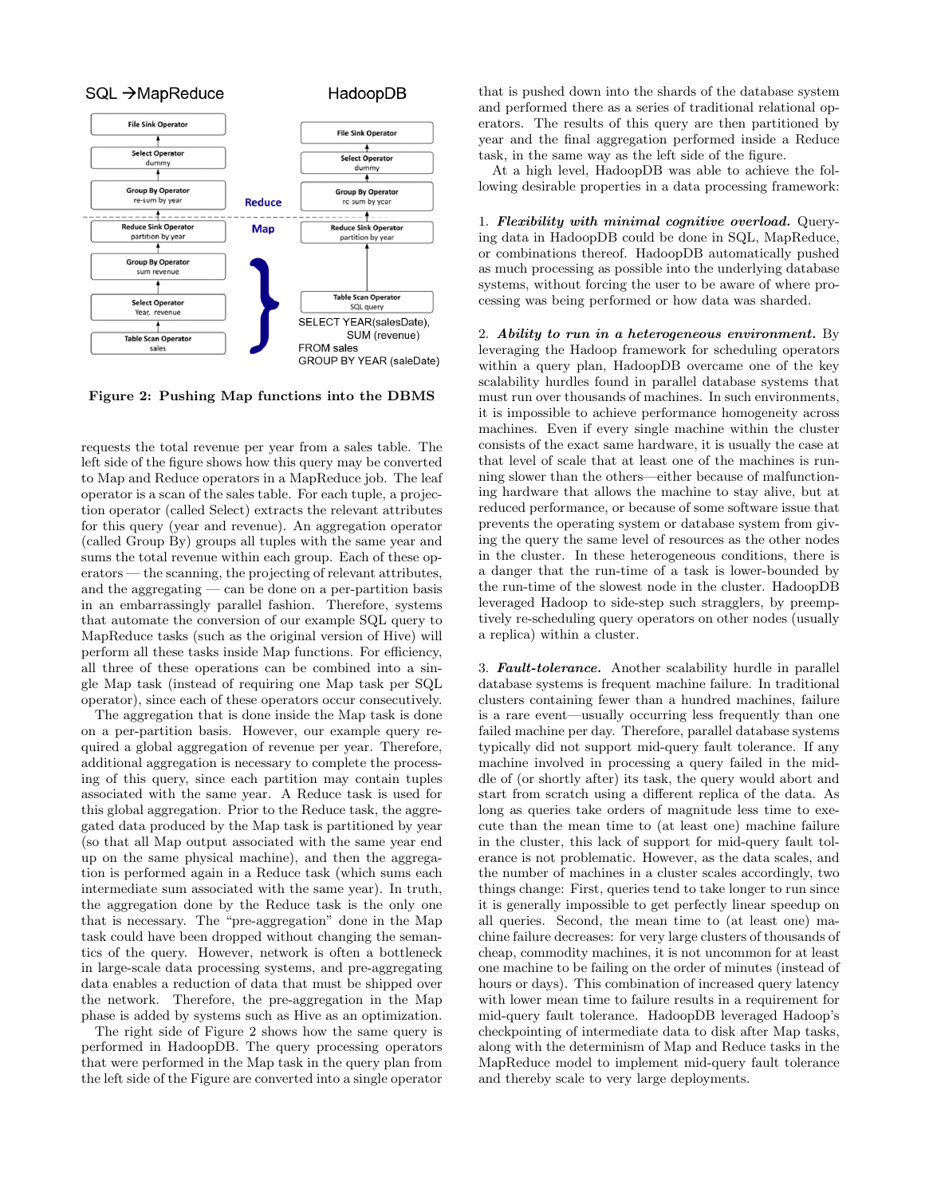**Figure 2: Pushing Map functions into the DBMS**

requests the total revenue per year from a sales table. The left side of the figure shows how this query may be converted to Map and Reduce operators in a MapReduce job. The leaf operator is a scan of the sales table. For each tuple, a projection operator (called Select) extracts the relevant attributes for this query (year and revenue). An aggregation operator (called Group By) groups all tuples with the same year and sums the total revenue within each group. Each of these operators — the scanning, the projecting of relevant attributes, and the aggregating — can be done on a per-partition basis in an embarrassingly parallel fashion. Therefore, systems that automate the conversion of our example SQL query to MapReduce tasks (such as the original version of Hive) will perform all these tasks inside Map functions. For efficiency, all three of these operations can be combined into a single Map task (instead of requiring one Map task per SQL operator), since each of these operators occur consecutively.

The aggregation that is done inside the Map task is done on a per-partition basis. However, our example query required a global aggregation of revenue per year. Therefore, additional aggregation is necessary to complete the processing of this query, since each partition may contain tuples associated with the same year. A Reduce task is used for this global aggregation. Prior to the Reduce task, the aggregated data produced by the Map task is partitioned by year (so that all Map output associated with the same year end up on the same physical machine), and then the aggregation is performed again in a Reduce task (which sums each intermediate sum associated with the same year). In truth, the aggregation done by the Reduce task is the only one that is necessary. The "pre-aggregation" done in the Map task could have been dropped without changing the semantics of the query. However, network is often a bottleneck in large-scale data processing systems, and pre-aggregating data enables a reduction of data that must be shipped over the network. Therefore, the pre-aggregation in the Map phase is added by systems such as Hive as an optimization.

The right side of Figure 2 shows how the same query is performed in HadoopDB. The query processing operators that were performed in the Map task in the query plan from the left side of the Figure are converted into a single operator that is pushed down into the shards of the database system and performed there as a series of traditional relational operators. The results of this query are then partitioned by year and the final aggregation performed inside a Reduce task, in the same way as the left side of the figure.

At a high level, HadoopDB was able to achieve the following desirable properties in a data processing framework:

1. ***Flexibility with minimal cognitive overload.*** Querying data in HadoopDB could be done in SQL, MapReduce, or combinations thereof. HadoopDB automatically pushed as much processing as possible into the underlying database systems, without forcing the user to be aware of where processing was being performed or how data was sharded.

2. ***Ability to run in a heterogeneous environment.*** By leveraging the Hadoop framework for scheduling operators within a query plan, HadoopDB overcame one of the key scalability hurdles found in parallel database systems that must run over thousands of machines. In such environments, it is impossible to achieve performance homogeneity across machines. Even if every single machine within the cluster consists of the exact same hardware, it is usually the case at that level of scale that at least one of the machines is running slower than the others—either because of malfunctioning hardware that allows the machine to stay alive, but at reduced performance, or because of some software issue that prevents the operating system or database system from giving the query the same level of resources as the other nodes in the cluster. In these heterogeneous conditions, there is a danger that the run-time of a task is lower-bounded by the run-time of the slowest node in the cluster. HadoopDB leveraged Hadoop to side-step such stragglers, by preemptively re-scheduling query operators on other nodes (usually a replica) within a cluster.

3. ***Fault-tolerance.*** Another scalability hurdle in parallel database systems is frequent machine failure. In traditional clusters containing fewer than a hundred machines, failure is a rare event—usually occurring less frequently than one failed machine per day. Therefore, parallel database systems typically did not support mid-query fault tolerance. If any machine involved in processing a query failed in the middle of (or shortly after) its task, the query would abort and start from scratch using a different replica of the data. As long as queries take orders of magnitude less time to execute than the mean time to (at least one) machine failure in the cluster, this lack of support for mid-query fault tolerance is not problematic. However, as the data scales, and the number of machines in a cluster scales accordingly, two things change: First, queries tend to take longer to run since it is generally impossible to get perfectly linear speedup on all queries. Second, the mean time to (at least one) machine failure decreases: for very large clusters of thousands of cheap, commodity machines, it is not uncommon for at least one machine to be failing on the order of minutes (instead of hours or days). This combination of increased query latency with lower mean time to failure results in a requirement for mid-query fault tolerance. HadoopDB leveraged Hadoop's checkpointing of intermediate data to disk after Map tasks, along with the determinism of Map and Reduce tasks in the MapReduce model to implement mid-query fault tolerance and thereby scale to very large deployments.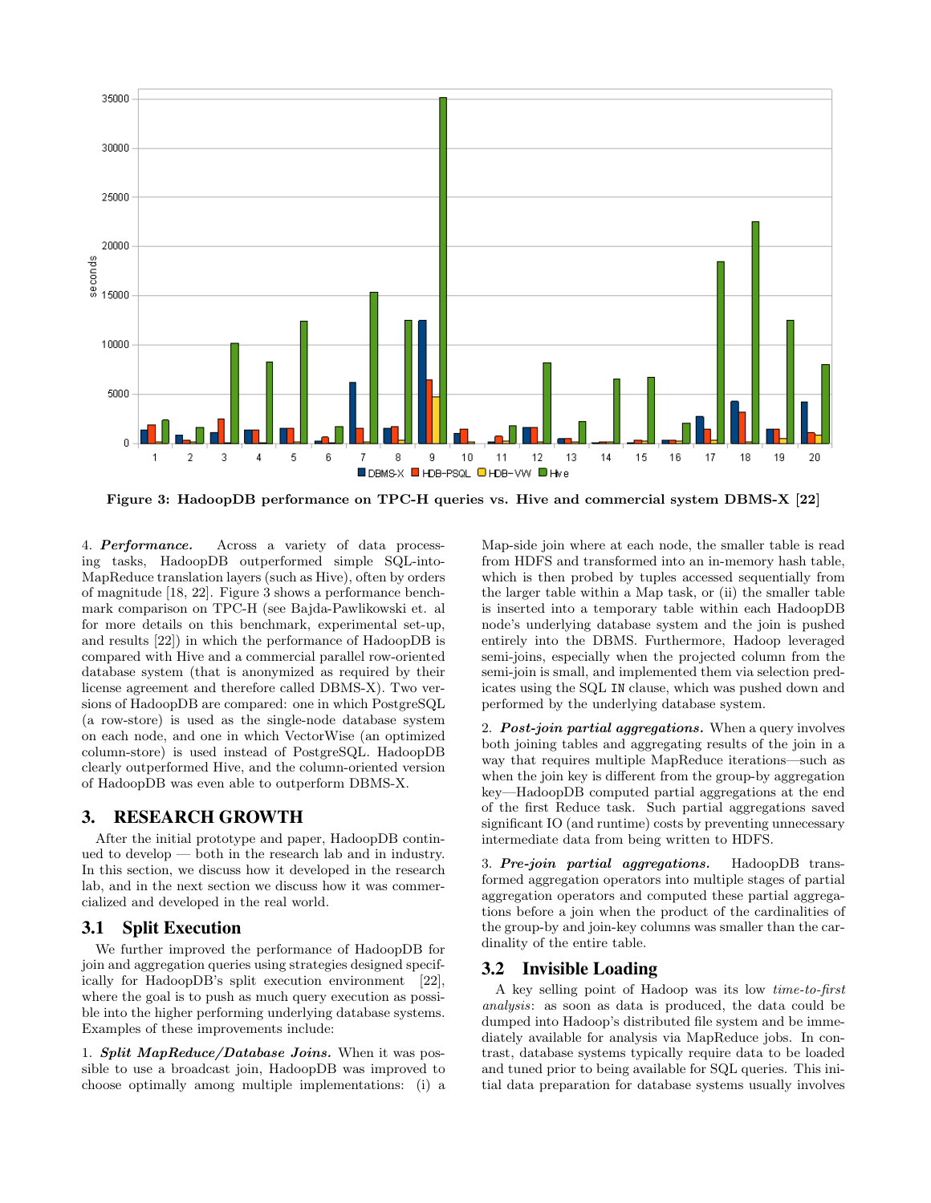**Figure 3: HadoopDB performance on TPC-H queries vs. Hive and commercial system DBMS-X [22]**

4. ***Performance.*** Across a variety of data processing tasks, HadoopDB outperformed simple SQL-into-MapReduce translation layers (such as Hive), often by orders of magnitude [18, 22]. Figure 3 shows a performance benchmark comparison on TPC-H (see Bajda-Pawlikowski et. al for more details on this benchmark, experimental set-up, and results [22]) in which the performance of HadoopDB is compared with Hive and a commercial parallel row-oriented database system (that is anonymized as required by their license agreement and therefore called DBMS-X). Two versions of HadoopDB are compared: one in which PostgreSQL (a row-store) is used as the single-node database system on each node, and one in which VectorWise (an optimized column-store) is used instead of PostgreSQL. HadoopDB clearly outperformed Hive, and the column-oriented version of HadoopDB was even able to outperform DBMS-X.

## 3. RESEARCH GROWTH

After the initial prototype and paper, HadoopDB continued to develop — both in the research lab and in industry. In this section, we discuss how it developed in the research lab, and in the next section we discuss how it was commercialized and developed in the real world.

### 3.1 Split Execution

We further improved the performance of HadoopDB for join and aggregation queries using strategies designed specifically for HadoopDB's split execution environment [22], where the goal is to push as much query execution as possible into the higher performing underlying database systems. Examples of these improvements include:

1. ***Split MapReduce/Database Joins.*** When it was possible to use a broadcast join, HadoopDB was improved to choose optimally among multiple implementations: (i) a Map-side join where at each node, the smaller table is read from HDFS and transformed into an in-memory hash table, which is then probed by tuples accessed sequentially from the larger table within a Map task, or (ii) the smaller table is inserted into a temporary table within each HadoopDB node's underlying database system and the join is pushed entirely into the DBMS. Furthermore, Hadoop leveraged semi-joins, especially when the projected column from the semi-join is small, and implemented them via selection predicates using the SQL `IN` clause, which was pushed down and performed by the underlying database system.

2. ***Post-join partial aggregations.*** When a query involves both joining tables and aggregating results of the join in a way that requires multiple MapReduce iterations—such as when the join key is different from the group-by aggregation key—HadoopDB computed partial aggregations at the end of the first Reduce task. Such partial aggregations saved significant IO (and runtime) costs by preventing unnecessary intermediate data from being written to HDFS.

3. ***Pre-join partial aggregations.*** HadoopDB transformed aggregation operators into multiple stages of partial aggregation operators and computed these partial aggregations before a join when the product of the cardinalities of the group-by and join-key columns was smaller than the cardinality of the entire table.

### 3.2 Invisible Loading

A key selling point of Hadoop was its low *time-to-first analysis*: as soon as data is produced, the data could be dumped into Hadoop's distributed file system and be immediately available for analysis via MapReduce jobs. In contrast, database systems typically require data to be loaded and tuned prior to being available for SQL queries. This initial data preparation for database systems usually involves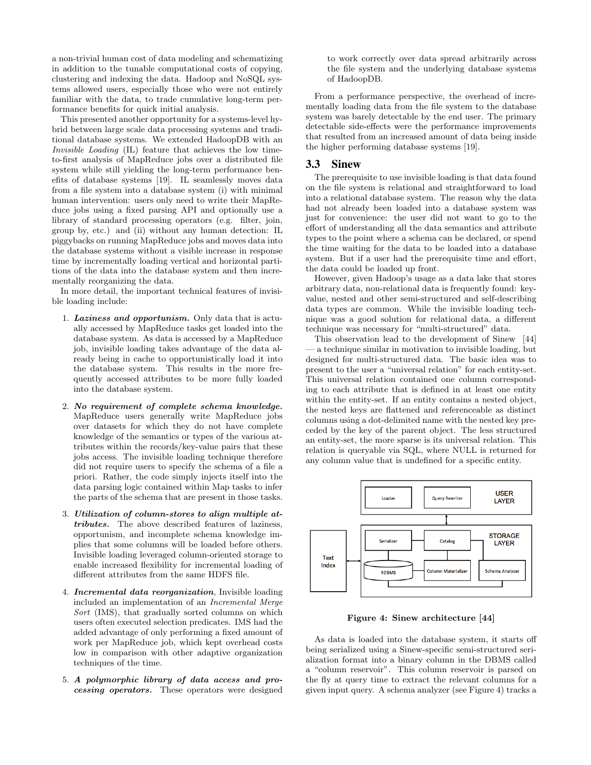a non-trivial human cost of data modeling and schematizing in addition to the tunable computational costs of copying, clustering and indexing the data. Hadoop and NoSQL systems allowed users, especially those who were not entirely familiar with the data, to trade cumulative long-term performance benefits for quick initial analysis.

This presented another opportunity for a systems-level hybrid between large scale data processing systems and traditional database systems. We extended HadoopDB with an *Invisible Loading* (IL) feature that achieves the low time-to-first analysis of MapReduce jobs over a distributed file system while still yielding the long-term performance benefits of database systems [19]. IL seamlessly moves data from a file system into a database system (i) with minimal human intervention: users only need to write their MapReduce jobs using a fixed parsing API and optionally use a library of standard processing operators (e.g. filter, join, group by, etc.) and (ii) without any human detection: IL piggybacks on running MapReduce jobs and moves data into the database systems without a visible increase in response time by incrementally loading vertical and horizontal partitions of the data into the database system and then incrementally reorganizing the data.

In more detail, the important technical features of invisible loading include:

1. ***Laziness and opportunism.*** Only data that is actually accessed by MapReduce tasks get loaded into the database system. As data is accessed by a MapReduce job, invisible loading takes advantage of the data already being in cache to opportunistically load it into the database system. This results in the more frequently accessed attributes to be more fully loaded into the database system.

2. ***No requirement of complete schema knowledge.*** MapReduce users generally write MapReduce jobs over datasets for which they do not have complete knowledge of the semantics or types of the various attributes within the records/key-value pairs that these jobs access. The invisible loading technique therefore did not require users to specify the schema of a file a priori. Rather, the code simply injects itself into the data parsing logic contained within Map tasks to infer the parts of the schema that are present in those tasks.

3. ***Utilization of column-stores to align multiple attributes.*** The above described features of laziness, opportunism, and incomplete schema knowledge implies that some columns will be loaded before others. Invisible loading leveraged column-oriented storage to enable increased flexibility for incremental loading of different attributes from the same HDFS file.

4. ***Incremental data reorganization***, Invisible loading included an implementation of an *Incremental Merge Sort* (IMS), that gradually sorted columns on which users often executed selection predicates. IMS had the added advantage of only performing a fixed amount of work per MapReduce job, which kept overhead costs low in comparison with other adaptive organization techniques of the time.

5. ***A polymorphic library of data access and processing operators.*** These operators were designed to work correctly over data spread arbitrarily across the file system and the underlying database systems of HadoopDB.

From a performance perspective, the overhead of incrementally loading data from the file system to the database system was barely detectable by the end user. The primary detectable side-effects were the performance improvements that resulted from an increased amount of data being inside the higher performing database systems [19].

## 3.3 Sinew

The prerequisite to use invisible loading is that data found on the file system is relational and straightforward to load into a relational database system. The reason why the data had not already been loaded into a database system was just for convenience: the user did not want to go to the effort of understanding all the data semantics and attribute types to the point where a schema can be declared, or spend the time waiting for the data to be loaded into a database system. But if a user had the prerequisite time and effort, the data could be loaded up front.

However, given Hadoop's usage as a data lake that stores arbitrary data, non-relational data is frequently found: key-value, nested and other semi-structured and self-describing data types are common. While the invisible loading technique was a good solution for relational data, a different technique was necessary for "multi-structured" data.

This observation lead to the development of Sinew [44] — a technique similar in motivation to invisible loading, but designed for multi-structured data. The basic idea was to present to the user a "universal relation" for each entity-set. This universal relation contained one column corresponding to each attribute that is defined in at least one entity within the entity-set. If an entity contains a nested object, the nested keys are flattened and referenceable as distinct columns using a dot-delimited name with the nested key preceded by the key of the parent object. The less structured an entity-set, the more sparse is its universal relation. This relation is queryable via SQL, where NULL is returned for any column value that is undefined for a specific entity.

Loader | Query Rewriter | USER LAYER
Serializer | Catalog | STORAGE LAYER | Text Index | RDBMS | Column Materializer | Schema Analyzer

**Figure 4: Sinew architecture [44]**

As data is loaded into the database system, it starts off being serialized using a Sinew-specific semi-structured serialization format into a binary column in the DBMS called a "column reservoir". This column reservoir is parsed on the fly at query time to extract the relevant columns for a given input query. A schema analyzer (see Figure 4) tracks a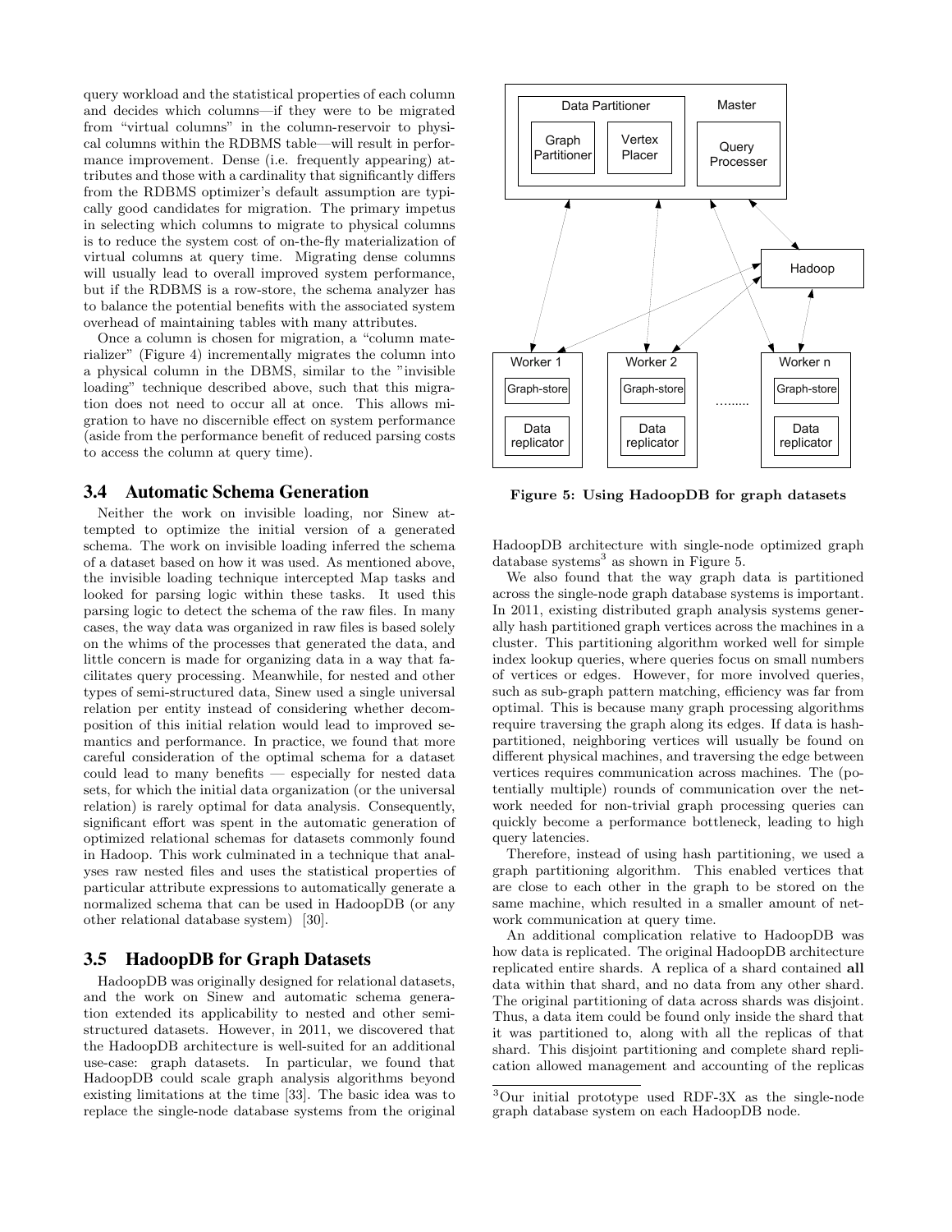query workload and the statistical properties of each column and decides which columns—if they were to be migrated from "virtual columns" in the column-reservoir to physical columns within the RDBMS table—will result in performance improvement. Dense (i.e. frequently appearing) attributes and those with a cardinality that significantly differs from the RDBMS optimizer's default assumption are typically good candidates for migration. The primary impetus in selecting which columns to migrate to physical columns is to reduce the system cost of on-the-fly materialization of virtual columns at query time. Migrating dense columns will usually lead to overall improved system performance, but if the RDBMS is a row-store, the schema analyzer has to balance the potential benefits with the associated system overhead of maintaining tables with many attributes.

Once a column is chosen for migration, a "column materializer" (Figure 4) incrementally migrates the column into a physical column in the DBMS, similar to the "invisible loading" technique described above, such that this migration does not need to occur all at once. This allows migration to have no discernible effect on system performance (aside from the performance benefit of reduced parsing costs to access the column at query time).

### 3.4 Automatic Schema Generation

Neither the work on invisible loading, nor Sinew attempted to optimize the initial version of a generated schema. The work on invisible loading inferred the schema of a dataset based on how it was used. As mentioned above, the invisible loading technique intercepted Map tasks and looked for parsing logic within these tasks. It used this parsing logic to detect the schema of the raw files. In many cases, the way data was organized in raw files is based solely on the whims of the processes that generated the data, and little concern is made for organizing data in a way that facilitates query processing. Meanwhile, for nested and other types of semi-structured data, Sinew used a single universal relation per entity instead of considering whether decomposition of this initial relation would lead to improved semantics and performance. In practice, we found that more careful consideration of the optimal schema for a dataset could lead to many benefits — especially for nested data sets, for which the initial data organization (or the universal relation) is rarely optimal for data analysis. Consequently, significant effort was spent in the automatic generation of optimized relational schemas for datasets commonly found in Hadoop. This work culminated in a technique that analyses raw nested files and uses the statistical properties of particular attribute expressions to automatically generate a normalized schema that can be used in HadoopDB (or any other relational database system) [30].

### 3.5 HadoopDB for Graph Datasets

HadoopDB was originally designed for relational datasets, and the work on Sinew and automatic schema generation extended its applicability to nested and other semi-structured datasets. However, in 2011, we discovered that the HadoopDB architecture is well-suited for an additional use-case: graph datasets. In particular, we found that HadoopDB could scale graph analysis algorithms beyond existing limitations at the time [33]. The basic idea was to replace the single-node database systems from the original HadoopDB architecture with single-node optimized graph database systems[3] as shown in Figure 5.

Figure 5: Using HadoopDB for graph datasets

We also found that the way graph data is partitioned across the single-node graph database systems is important. In 2011, existing distributed graph analysis systems generally hash partitioned graph vertices across the machines in a cluster. This partitioning algorithm worked well for simple index lookup queries, where queries focus on small numbers of vertices or edges. However, for more involved queries, such as sub-graph pattern matching, efficiency was far from optimal. This is because many graph processing algorithms require traversing the graph along its edges. If data is hash-partitioned, neighboring vertices will usually be found on different physical machines, and traversing the edge between vertices requires communication across machines. The (potentially multiple) rounds of communication over the network needed for non-trivial graph processing queries can quickly become a performance bottleneck, leading to high query latencies.

Therefore, instead of using hash partitioning, we used a graph partitioning algorithm. This enabled vertices that are close to each other in the graph to be stored on the same machine, which resulted in a smaller amount of network communication at query time.

An additional complication relative to HadoopDB was how data is replicated. The original HadoopDB architecture replicated entire shards. A replica of a shard contained **all** data within that shard, and no data from any other shard. The original partitioning of data across shards was disjoint. Thus, a data item could be found only inside the shard that it was partitioned to, along with all the replicas of that shard. This disjoint partitioning and complete shard replication allowed management and accounting of the replicas

[3] Our initial prototype used RDF-3X as the single-node graph database system on each HadoopDB node.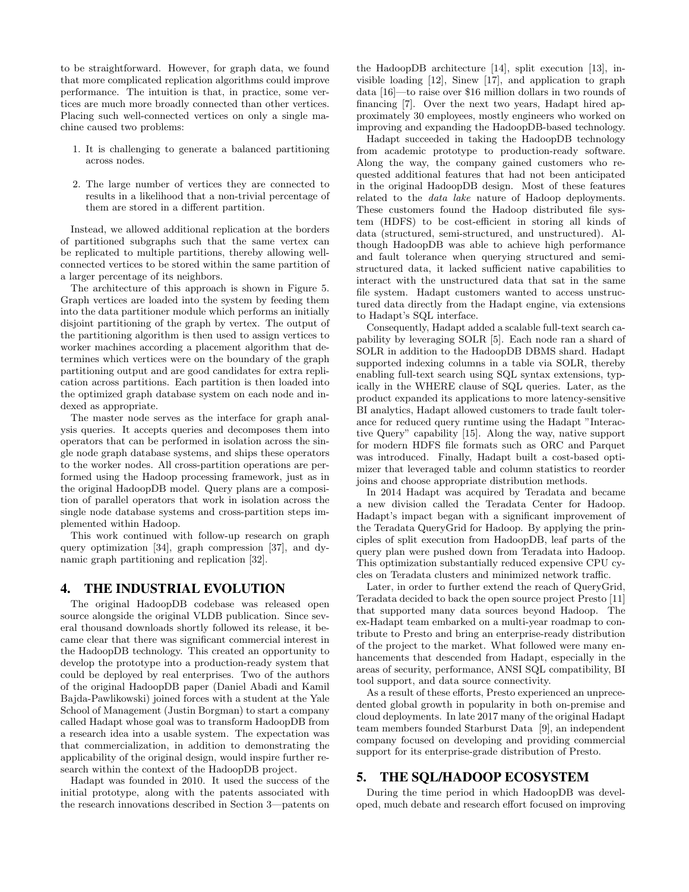to be straightforward. However, for graph data, we found that more complicated replication algorithms could improve performance. The intuition is that, in practice, some vertices are much more broadly connected than other vertices. Placing such well-connected vertices on only a single machine caused two problems:

1. It is challenging to generate a balanced partitioning across nodes.
2. The large number of vertices they are connected to results in a likelihood that a non-trivial percentage of them are stored in a different partition.

Instead, we allowed additional replication at the borders of partitioned subgraphs such that the same vertex can be replicated to multiple partitions, thereby allowing well-connected vertices to be stored within the same partition of a larger percentage of its neighbors.

The architecture of this approach is shown in Figure 5. Graph vertices are loaded into the system by feeding them into the data partitioner module which performs an initially disjoint partitioning of the graph by vertex. The output of the partitioning algorithm is then used to assign vertices to worker machines according a placement algorithm that determines which vertices were on the boundary of the graph partitioning output and are good candidates for extra replication across partitions. Each partition is then loaded into the optimized graph database system on each node and indexed as appropriate.

The master node serves as the interface for graph analysis queries. It accepts queries and decomposes them into operators that can be performed in isolation across the single node graph database systems, and ships these operators to the worker nodes. All cross-partition operations are performed using the Hadoop processing framework, just as in the original HadoopDB model. Query plans are a composition of parallel operators that work in isolation across the single node database systems and cross-partition steps implemented within Hadoop.

This work continued with follow-up research on graph query optimization [34], graph compression [37], and dynamic graph partitioning and replication [32].

## 4. THE INDUSTRIAL EVOLUTION

The original HadoopDB codebase was released open source alongside the original VLDB publication. Since several thousand downloads shortly followed its release, it became clear that there was significant commercial interest in the HadoopDB technology. This created an opportunity to develop the prototype into a production-ready system that could be deployed by real enterprises. Two of the authors of the original HadoopDB paper (Daniel Abadi and Kamil Bajda-Pawlikowski) joined forces with a student at the Yale School of Management (Justin Borgman) to start a company called Hadapt whose goal was to transform HadoopDB from a research idea into a usable system. The expectation was that commercialization, in addition to demonstrating the applicability of the original design, would inspire further research within the context of the HadoopDB project.

Hadapt was founded in 2010. It used the success of the initial prototype, along with the patents associated with the research innovations described in Section 3—patents on the HadoopDB architecture [14], split execution [13], invisible loading [12], Sinew [17], and application to graph data [16]—to raise over $16 million dollars in two rounds of financing [7]. Over the next two years, Hadapt hired approximately 30 employees, mostly engineers who worked on improving and expanding the HadoopDB-based technology.

Hadapt succeeded in taking the HadoopDB technology from academic prototype to production-ready software. Along the way, the company gained customers who requested additional features that had not been anticipated in the original HadoopDB design. Most of these features related to the *data lake* nature of Hadoop deployments. These customers found the Hadoop distributed file system (HDFS) to be cost-efficient in storing all kinds of data (structured, semi-structured, and unstructured). Although HadoopDB was able to achieve high performance and fault tolerance when querying structured and semi-structured data, it lacked sufficient native capabilities to interact with the unstructured data that sat in the same file system. Hadapt customers wanted to access unstructured data directly from the Hadapt engine, via extensions to Hadapt's SQL interface.

Consequently, Hadapt added a scalable full-text search capability by leveraging SOLR [5]. Each node ran a shard of SOLR in addition to the HadoopDB DBMS shard. Hadapt supported indexing columns in a table via SOLR, thereby enabling full-text search using SQL syntax extensions, typically in the WHERE clause of SQL queries. Later, as the product expanded its applications to more latency-sensitive BI analytics, Hadapt allowed customers to trade fault tolerance for reduced query runtime using the Hadapt "Interactive Query" capability [15]. Along the way, native support for modern HDFS file formats such as ORC and Parquet was introduced. Finally, Hadapt built a cost-based optimizer that leveraged table and column statistics to reorder joins and choose appropriate distribution methods.

In 2014 Hadapt was acquired by Teradata and became a new division called the Teradata Center for Hadoop. Hadapt's impact began with a significant improvement of the Teradata QueryGrid for Hadoop. By applying the principles of split execution from HadoopDB, leaf parts of the query plan were pushed down from Teradata into Hadoop. This optimization substantially reduced expensive CPU cycles on Teradata clusters and minimized network traffic.

Later, in order to further extend the reach of QueryGrid, Teradata decided to back the open source project Presto [11] that supported many data sources beyond Hadoop. The ex-Hadapt team embarked on a multi-year roadmap to contribute to Presto and bring an enterprise-ready distribution of the project to the market. What followed were many enhancements that descended from Hadapt, especially in the areas of security, performance, ANSI SQL compatibility, BI tool support, and data source connectivity.

As a result of these efforts, Presto experienced an unprecedented global growth in popularity in both on-premise and cloud deployments. In late 2017 many of the original Hadapt team members founded Starburst Data [9], an independent company focused on developing and providing commercial support for its enterprise-grade distribution of Presto.

## 5. THE SQL/HADOOP ECOSYSTEM

During the time period in which HadoopDB was developed, much debate and research effort focused on improving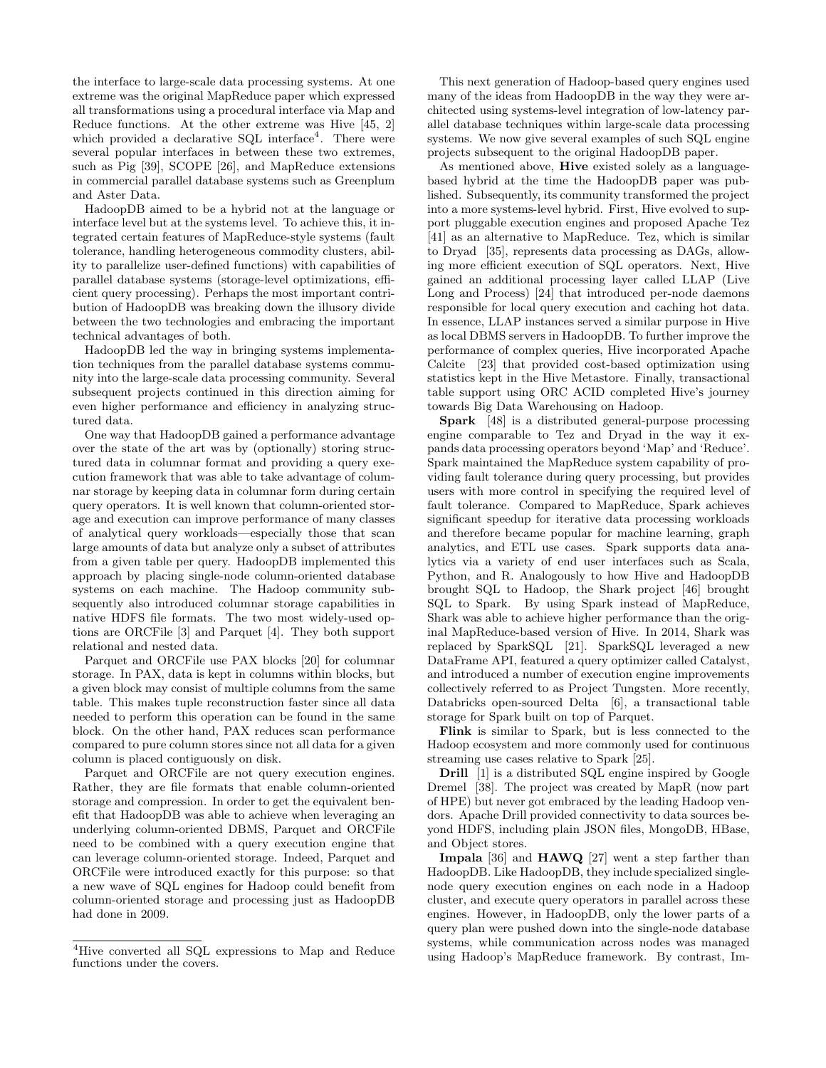the interface to large-scale data processing systems. At one extreme was the original MapReduce paper which expressed all transformations using a procedural interface via Map and Reduce functions. At the other extreme was Hive [45, 2] which provided a declarative SQL interface[4]. There were several popular interfaces in between these two extremes, such as Pig [39], SCOPE [26], and MapReduce extensions in commercial parallel database systems such as Greenplum and Aster Data.

HadoopDB aimed to be a hybrid not at the language or interface level but at the systems level. To achieve this, it integrated certain features of MapReduce-style systems (fault tolerance, handling heterogeneous commodity clusters, ability to parallelize user-defined functions) with capabilities of parallel database systems (storage-level optimizations, efficient query processing). Perhaps the most important contribution of HadoopDB was breaking down the illusory divide between the two technologies and embracing the important technical advantages of both.

HadoopDB led the way in bringing systems implementation techniques from the parallel database systems community into the large-scale data processing community. Several subsequent projects continued in this direction aiming for even higher performance and efficiency in analyzing structured data.

One way that HadoopDB gained a performance advantage over the state of the art was by (optionally) storing structured data in columnar format and providing a query execution framework that was able to take advantage of columnar storage by keeping data in columnar form during certain query operators. It is well known that column-oriented storage and execution can improve performance of many classes of analytical query workloads—especially those that scan large amounts of data but analyze only a subset of attributes from a given table per query. HadoopDB implemented this approach by placing single-node column-oriented database systems on each machine. The Hadoop community subsequently also introduced columnar storage capabilities in native HDFS file formats. The two most widely-used options are ORCFile [3] and Parquet [4]. They both support relational and nested data.

Parquet and ORCFile use PAX blocks [20] for columnar storage. In PAX, data is kept in columns within blocks, but a given block may consist of multiple columns from the same table. This makes tuple reconstruction faster since all data needed to perform this operation can be found in the same block. On the other hand, PAX reduces scan performance compared to pure column stores since not all data for a given column is placed contiguously on disk.

Parquet and ORCFile are not query execution engines. Rather, they are file formats that enable column-oriented storage and compression. In order to get the equivalent benefit that HadoopDB was able to achieve when leveraging an underlying column-oriented DBMS, Parquet and ORCFile need to be combined with a query execution engine that can leverage column-oriented storage. Indeed, Parquet and ORCFile were introduced exactly for this purpose: so that a new wave of SQL engines for Hadoop could benefit from column-oriented storage and processing just as HadoopDB had done in 2009.

[4]Hive converted all SQL expressions to Map and Reduce functions under the covers.

This next generation of Hadoop-based query engines used many of the ideas from HadoopDB in the way they were architected using systems-level integration of low-latency parallel database techniques within large-scale data processing systems. We now give several examples of such SQL engine projects subsequent to the original HadoopDB paper.

As mentioned above, **Hive** existed solely as a language-based hybrid at the time the HadoopDB paper was published. Subsequently, its community transformed the project into a more systems-level hybrid. First, Hive evolved to support pluggable execution engines and proposed Apache Tez [41] as an alternative to MapReduce. Tez, which is similar to Dryad [35], represents data processing as DAGs, allowing more efficient execution of SQL operators. Next, Hive gained an additional processing layer called LLAP (Live Long and Process) [24] that introduced per-node daemons responsible for local query execution and caching hot data. In essence, LLAP instances served a similar purpose in Hive as local DBMS servers in HadoopDB. To further improve the performance of complex queries, Hive incorporated Apache Calcite [23] that provided cost-based optimization using statistics kept in the Hive Metastore. Finally, transactional table support using ORC ACID completed Hive's journey towards Big Data Warehousing on Hadoop.

**Spark** [48] is a distributed general-purpose processing engine comparable to Tez and Dryad in the way it expands data processing operators beyond 'Map' and 'Reduce'. Spark maintained the MapReduce system capability of providing fault tolerance during query processing, but provides users with more control in specifying the required level of fault tolerance. Compared to MapReduce, Spark achieves significant speedup for iterative data processing workloads and therefore became popular for machine learning, graph analytics, and ETL use cases. Spark supports data analytics via a variety of end user interfaces such as Scala, Python, and R. Analogously to how Hive and HadoopDB brought SQL to Hadoop, the Shark project [46] brought SQL to Spark. By using Spark instead of MapReduce, Shark was able to achieve higher performance than the original MapReduce-based version of Hive. In 2014, Shark was replaced by SparkSQL [21]. SparkSQL leveraged a new DataFrame API, featured a query optimizer called Catalyst, and introduced a number of execution engine improvements collectively referred to as Project Tungsten. More recently, Databricks open-sourced Delta [6], a transactional table storage for Spark built on top of Parquet.

**Flink** is similar to Spark, but is less connected to the Hadoop ecosystem and more commonly used for continuous streaming use cases relative to Spark [25].

**Drill** [1] is a distributed SQL engine inspired by Google Dremel [38]. The project was created by MapR (now part of HPE) but never got embraced by the leading Hadoop vendors. Apache Drill provided connectivity to data sources beyond HDFS, including plain JSON files, MongoDB, HBase, and Object stores.

**Impala** [36] and **HAWQ** [27] went a step farther than HadoopDB. Like HadoopDB, they include specialized single-node query execution engines on each node in a Hadoop cluster, and execute query operators in parallel across these engines. However, in HadoopDB, only the lower parts of a query plan were pushed down into the single-node database systems, while communication across nodes was managed using Hadoop's MapReduce framework. By contrast, Im-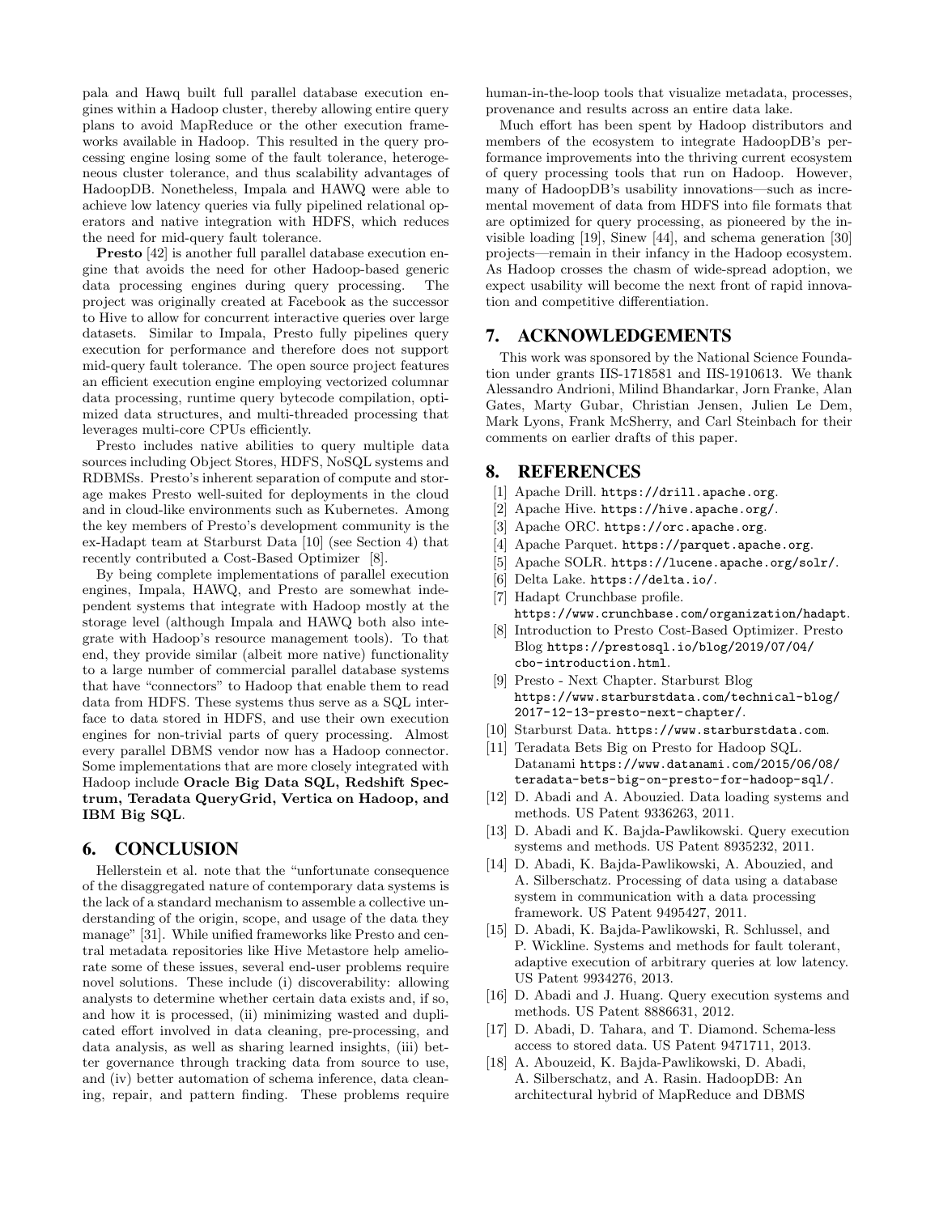pala and Hawq built full parallel database execution engines within a Hadoop cluster, thereby allowing entire query plans to avoid MapReduce or the other execution frameworks available in Hadoop. This resulted in the query processing engine losing some of the fault tolerance, heterogeneous cluster tolerance, and thus scalability advantages of HadoopDB. Nonetheless, Impala and HAWQ were able to achieve low latency queries via fully pipelined relational operators and native integration with HDFS, which reduces the need for mid-query fault tolerance.

**Presto** [42] is another full parallel database execution engine that avoids the need for other Hadoop-based generic data processing engines during query processing. The project was originally created at Facebook as the successor to Hive to allow for concurrent interactive queries over large datasets. Similar to Impala, Presto fully pipelines query execution for performance and therefore does not support mid-query fault tolerance. The open source project features an efficient execution engine employing vectorized columnar data processing, runtime query bytecode compilation, optimized data structures, and multi-threaded processing that leverages multi-core CPUs efficiently.

Presto includes native abilities to query multiple data sources including Object Stores, HDFS, NoSQL systems and RDBMSs. Presto's inherent separation of compute and storage makes Presto well-suited for deployments in the cloud and in cloud-like environments such as Kubernetes. Among the key members of Presto's development community is the ex-Hadapt team at Starburst Data [10] (see Section 4) that recently contributed a Cost-Based Optimizer [8].

By being complete implementations of parallel execution engines, Impala, HAWQ, and Presto are somewhat independent systems that integrate with Hadoop mostly at the storage level (although Impala and HAWQ both also integrate with Hadoop's resource management tools). To that end, they provide similar (albeit more native) functionality to a large number of commercial parallel database systems that have "connectors" to Hadoop that enable them to read data from HDFS. These systems thus serve as a SQL interface to data stored in HDFS, and use their own execution engines for non-trivial parts of query processing. Almost every parallel DBMS vendor now has a Hadoop connector. Some implementations that are more closely integrated with Hadoop include **Oracle Big Data SQL, Redshift Spectrum, Teradata QueryGrid, Vertica on Hadoop, and IBM Big SQL**.

## 6. CONCLUSION

Hellerstein et al. note that the "unfortunate consequence of the disaggregated nature of contemporary data systems is the lack of a standard mechanism to assemble a collective understanding of the origin, scope, and usage of the data they manage" [31]. While unified frameworks like Presto and central metadata repositories like Hive Metastore help ameliorate some of these issues, several end-user problems require novel solutions. These include (i) discoverability: allowing analysts to determine whether certain data exists and, if so, and how it is processed, (ii) minimizing wasted and duplicated effort involved in data cleaning, pre-processing, and data analysis, as well as sharing learned insights, (iii) better governance through tracking data from source to use, and (iv) better automation of schema inference, data cleaning, repair, and pattern finding. These problems require human-in-the-loop tools that visualize metadata, processes, provenance and results across an entire data lake.

Much effort has been spent by Hadoop distributors and members of the ecosystem to integrate HadoopDB's performance improvements into the thriving current ecosystem of query processing tools that run on Hadoop. However, many of HadoopDB's usability innovations—such as incremental movement of data from HDFS into file formats that are optimized for query processing, as pioneered by the invisible loading [19], Sinew [44], and schema generation [30] projects—remain in their infancy in the Hadoop ecosystem. As Hadoop crosses the chasm of wide-spread adoption, we expect usability will become the next front of rapid innovation and competitive differentiation.

## 7. ACKNOWLEDGEMENTS

This work was sponsored by the National Science Foundation under grants IIS-1718581 and IIS-1910613. We thank Alessandro Andrioni, Milind Bhandarkar, Jorn Franke, Alan Gates, Marty Gubar, Christian Jensen, Julien Le Dem, Mark Lyons, Frank McSherry, and Carl Steinbach for their comments on earlier drafts of this paper.

## 8. REFERENCES

- [1] Apache Drill. https://drill.apache.org.
- [2] Apache Hive. https://hive.apache.org/.
- [3] Apache ORC. https://orc.apache.org.
- [4] Apache Parquet. https://parquet.apache.org.
- [5] Apache SOLR. https://lucene.apache.org/solr/.
- [6] Delta Lake. https://delta.io/.
- [7] Hadapt Crunchbase profile. https://www.crunchbase.com/organization/hadapt.
- [8] Introduction to Presto Cost-Based Optimizer. Presto Blog https://prestosql.io/blog/2019/07/04/cbo-introduction.html.
- [9] Presto - Next Chapter. Starburst Blog https://www.starburstdata.com/technical-blog/2017-12-13-presto-next-chapter/.
- [10] Starburst Data. https://www.starburstdata.com.
- [11] Teradata Bets Big on Presto for Hadoop SQL. Datanami https://www.datanami.com/2015/06/08/teradata-bets-big-on-presto-for-hadoop-sql/.
- [12] D. Abadi and A. Abouzied. Data loading systems and methods. US Patent 9336263, 2011.
- [13] D. Abadi and K. Bajda-Pawlikowski. Query execution systems and methods. US Patent 8935232, 2011.
- [14] D. Abadi, K. Bajda-Pawlikowski, A. Abouzied, and A. Silberschatz. Processing of data using a database system in communication with a data processing framework. US Patent 9495427, 2011.
- [15] D. Abadi, K. Bajda-Pawlikowski, R. Schlussel, and P. Wickline. Systems and methods for fault tolerant, adaptive execution of arbitrary queries at low latency. US Patent 9934276, 2013.
- [16] D. Abadi and J. Huang. Query execution systems and methods. US Patent 8886631, 2012.
- [17] D. Abadi, D. Tahara, and T. Diamond. Schema-less access to stored data. US Patent 9471711, 2013.
- [18] A. Abouzeid, K. Bajda-Pawlikowski, D. Abadi, A. Silberschatz, and A. Rasin. HadoopDB: An architectural hybrid of MapReduce and DBMS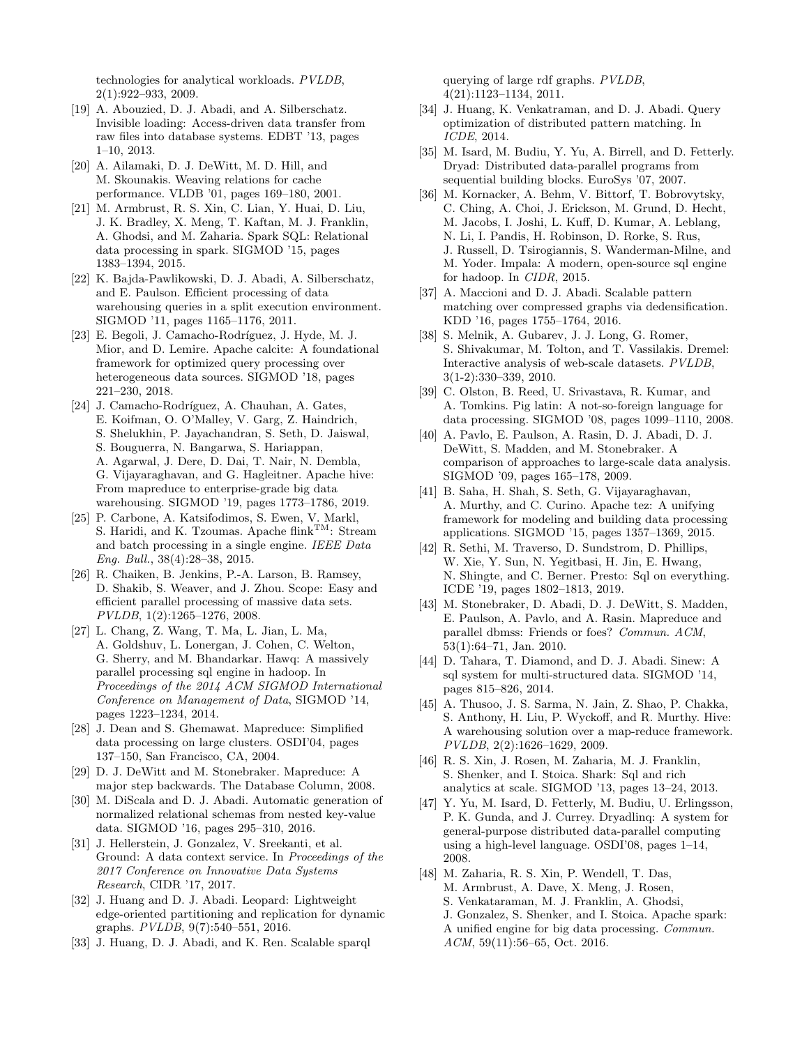technologies for analytical workloads. *PVLDB*, 2(1):922–933, 2009.

[19] A. Abouzied, D. J. Abadi, and A. Silberschatz. Invisible loading: Access-driven data transfer from raw files into database systems. EDBT '13, pages 1–10, 2013.

[20] A. Ailamaki, D. J. DeWitt, M. D. Hill, and M. Skounakis. Weaving relations for cache performance. VLDB '01, pages 169–180, 2001.

[21] M. Armbrust, R. S. Xin, C. Lian, Y. Huai, D. Liu, J. K. Bradley, X. Meng, T. Kaftan, M. J. Franklin, A. Ghodsi, and M. Zaharia. Spark SQL: Relational data processing in spark. SIGMOD '15, pages 1383–1394, 2015.

[22] K. Bajda-Pawlikowski, D. J. Abadi, A. Silberschatz, and E. Paulson. Efficient processing of data warehousing queries in a split execution environment. SIGMOD '11, pages 1165–1176, 2011.

[23] E. Begoli, J. Camacho-Rodríguez, J. Hyde, M. J. Mior, and D. Lemire. Apache calcite: A foundational framework for optimized query processing over heterogeneous data sources. SIGMOD '18, pages 221–230, 2018.

[24] J. Camacho-Rodríguez, A. Chauhan, A. Gates, E. Koifman, O. O'Malley, V. Garg, Z. Haindrich, S. Shelukhin, P. Jayachandran, S. Seth, D. Jaiswal, S. Bouguerra, N. Bangarwa, S. Hariappan, A. Agarwal, J. Dere, D. Dai, T. Nair, N. Dembla, G. Vijayaraghavan, and G. Hagleitner. Apache hive: From mapreduce to enterprise-grade big data warehousing. SIGMOD '19, pages 1773–1786, 2019.

[25] P. Carbone, A. Katsifodimos, S. Ewen, V. Markl, S. Haridi, and K. Tzoumas. Apache flink™: Stream and batch processing in a single engine. *IEEE Data Eng. Bull.*, 38(4):28–38, 2015.

[26] R. Chaiken, B. Jenkins, P.-A. Larson, B. Ramsey, D. Shakib, S. Weaver, and J. Zhou. Scope: Easy and efficient parallel processing of massive data sets. *PVLDB*, 1(2):1265–1276, 2008.

[27] L. Chang, Z. Wang, T. Ma, L. Jian, L. Ma, A. Goldshuv, L. Lonergan, J. Cohen, C. Welton, G. Sherry, and M. Bhandarkar. Hawq: A massively parallel processing sql engine in hadoop. In *Proceedings of the 2014 ACM SIGMOD International Conference on Management of Data*, SIGMOD '14, pages 1223–1234, 2014.

[28] J. Dean and S. Ghemawat. Mapreduce: Simplified data processing on large clusters. OSDI'04, pages 137–150, San Francisco, CA, 2004.

[29] D. J. DeWitt and M. Stonebraker. Mapreduce: A major step backwards. The Database Column, 2008.

[30] M. DiScala and D. J. Abadi. Automatic generation of normalized relational schemas from nested key-value data. SIGMOD '16, pages 295–310, 2016.

[31] J. Hellerstein, J. Gonzalez, V. Sreekanti, et al. Ground: A data context service. In *Proceedings of the 2017 Conference on Innovative Data Systems Research*, CIDR '17, 2017.

[32] J. Huang and D. J. Abadi. Leopard: Lightweight edge-oriented partitioning and replication for dynamic graphs. *PVLDB*, 9(7):540–551, 2016.

[33] J. Huang, D. J. Abadi, and K. Ren. Scalable sparql querying of large rdf graphs. *PVLDB*, 4(21):1123–1134, 2011.

[34] J. Huang, K. Venkatraman, and D. J. Abadi. Query optimization of distributed pattern matching. In *ICDE*, 2014.

[35] M. Isard, M. Budiu, Y. Yu, A. Birrell, and D. Fetterly. Dryad: Distributed data-parallel programs from sequential building blocks. EuroSys '07, 2007.

[36] M. Kornacker, A. Behm, V. Bittorf, T. Bobrovytsky, C. Ching, A. Choi, J. Erickson, M. Grund, D. Hecht, M. Jacobs, I. Joshi, L. Kuff, D. Kumar, A. Leblang, N. Li, I. Pandis, H. Robinson, D. Rorke, S. Rus, J. Russell, D. Tsirogiannis, S. Wanderman-Milne, and M. Yoder. Impala: A modern, open-source sql engine for hadoop. In *CIDR*, 2015.

[37] A. Maccioni and D. J. Abadi. Scalable pattern matching over compressed graphs via dedensification. KDD '16, pages 1755–1764, 2016.

[38] S. Melnik, A. Gubarev, J. J. Long, G. Romer, S. Shivakumar, M. Tolton, and T. Vassilakis. Dremel: Interactive analysis of web-scale datasets. *PVLDB*, 3(1-2):330–339, 2010.

[39] C. Olston, B. Reed, U. Srivastava, R. Kumar, and A. Tomkins. Pig latin: A not-so-foreign language for data processing. SIGMOD '08, pages 1099–1110, 2008.

[40] A. Pavlo, E. Paulson, A. Rasin, D. J. Abadi, D. J. DeWitt, S. Madden, and M. Stonebraker. A comparison of approaches to large-scale data analysis. SIGMOD '09, pages 165–178, 2009.

[41] B. Saha, H. Shah, S. Seth, G. Vijayaraghavan, A. Murthy, and C. Curino. Apache tez: A unifying framework for modeling and building data processing applications. SIGMOD '15, pages 1357–1369, 2015.

[42] R. Sethi, M. Traverso, D. Sundstrom, D. Phillips, W. Xie, Y. Sun, N. Yegitbasi, H. Jin, E. Hwang, N. Shingte, and C. Berner. Presto: Sql on everything. ICDE '19, pages 1802–1813, 2019.

[43] M. Stonebraker, D. Abadi, D. J. DeWitt, S. Madden, E. Paulson, A. Pavlo, and A. Rasin. Mapreduce and parallel dbmss: Friends or foes? *Commun. ACM*, 53(1):64–71, Jan. 2010.

[44] D. Tahara, T. Diamond, and D. J. Abadi. Sinew: A sql system for multi-structured data. SIGMOD '14, pages 815–826, 2014.

[45] A. Thusoo, J. S. Sarma, N. Jain, Z. Shao, P. Chakka, S. Anthony, H. Liu, P. Wyckoff, and R. Murthy. Hive: A warehousing solution over a map-reduce framework. *PVLDB*, 2(2):1626–1629, 2009.

[46] R. S. Xin, J. Rosen, M. Zaharia, M. J. Franklin, S. Shenker, and I. Stoica. Shark: Sql and rich analytics at scale. SIGMOD '13, pages 13–24, 2013.

[47] Y. Yu, M. Isard, D. Fetterly, M. Budiu, U. Erlingsson, P. K. Gunda, and J. Currey. Dryadlinq: A system for general-purpose distributed data-parallel computing using a high-level language. OSDI'08, pages 1–14, 2008.

[48] M. Zaharia, R. S. Xin, P. Wendell, T. Das, M. Armbrust, A. Dave, X. Meng, J. Rosen, S. Venkataraman, M. J. Franklin, A. Ghodsi, J. Gonzalez, S. Shenker, and I. Stoica. Apache spark: A unified engine for big data processing. *Commun. ACM*, 59(11):56–65, Oct. 2016.